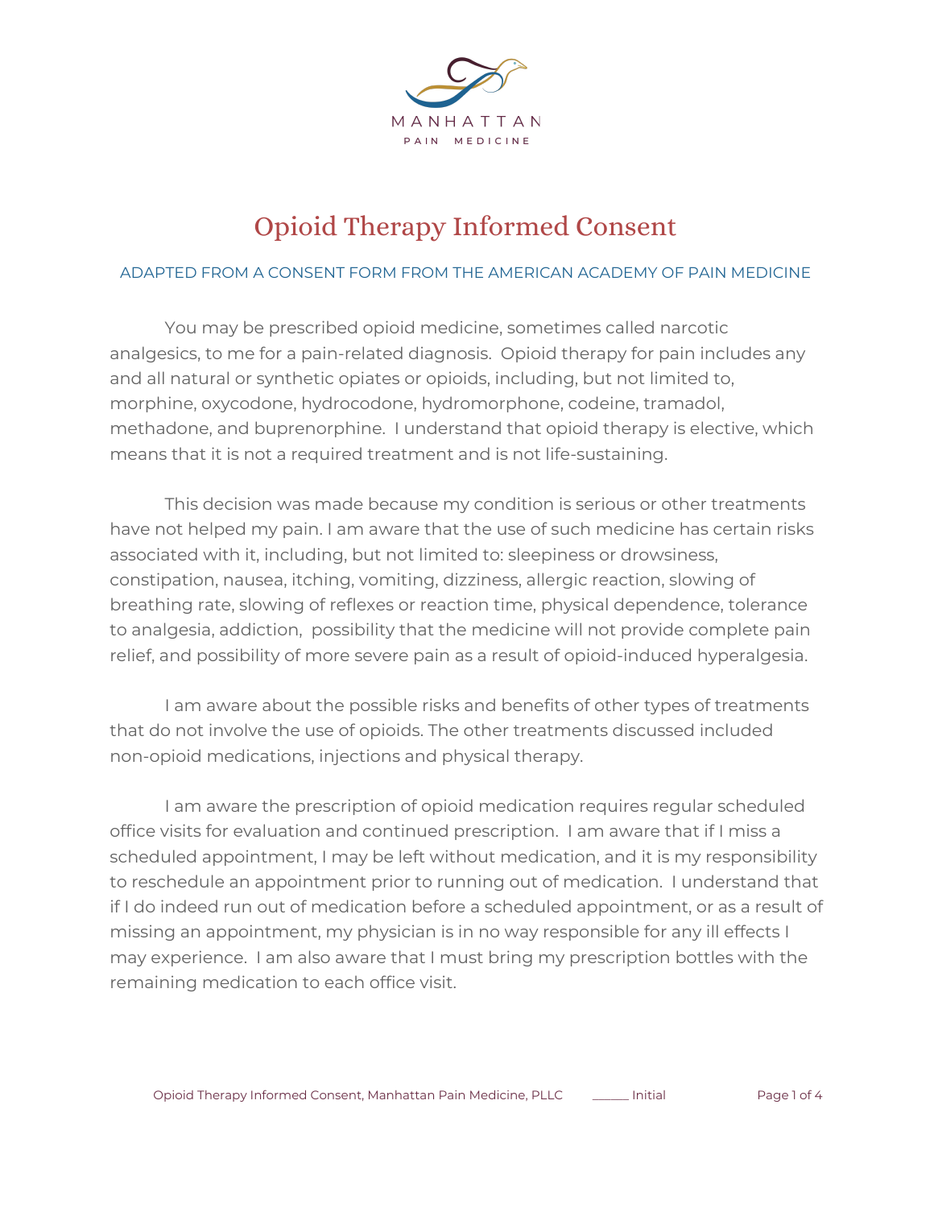MANHATTAN
PAIN MEDICINE

# Opioid Therapy Informed Consent

ADAPTED FROM A CONSENT FORM FROM THE AMERICAN ACADEMY OF PAIN MEDICINE

You may be prescribed opioid medicine, sometimes called narcotic analgesics, to me for a pain-related diagnosis. Opioid therapy for pain includes any and all natural or synthetic opiates or opioids, including, but not limited to, morphine, oxycodone, hydrocodone, hydromorphone, codeine, tramadol, methadone, and buprenorphine. I understand that opioid therapy is elective, which means that it is not a required treatment and is not life-sustaining.

This decision was made because my condition is serious or other treatments have not helped my pain. I am aware that the use of such medicine has certain risks associated with it, including, but not limited to: sleepiness or drowsiness, constipation, nausea, itching, vomiting, dizziness, allergic reaction, slowing of breathing rate, slowing of reflexes or reaction time, physical dependence, tolerance to analgesia, addiction, possibility that the medicine will not provide complete pain relief, and possibility of more severe pain as a result of opioid-induced hyperalgesia.

I am aware about the possible risks and benefits of other types of treatments that do not involve the use of opioids. The other treatments discussed included non-opioid medications, injections and physical therapy.

I am aware the prescription of opioid medication requires regular scheduled office visits for evaluation and continued prescription. I am aware that if I miss a scheduled appointment, I may be left without medication, and it is my responsibility to reschedule an appointment prior to running out of medication. I understand that if I do indeed run out of medication before a scheduled appointment, or as a result of missing an appointment, my physician is in no way responsible for any ill effects I may experience. I am also aware that I must bring my prescription bottles with the remaining medication to each office visit.

_____ Initial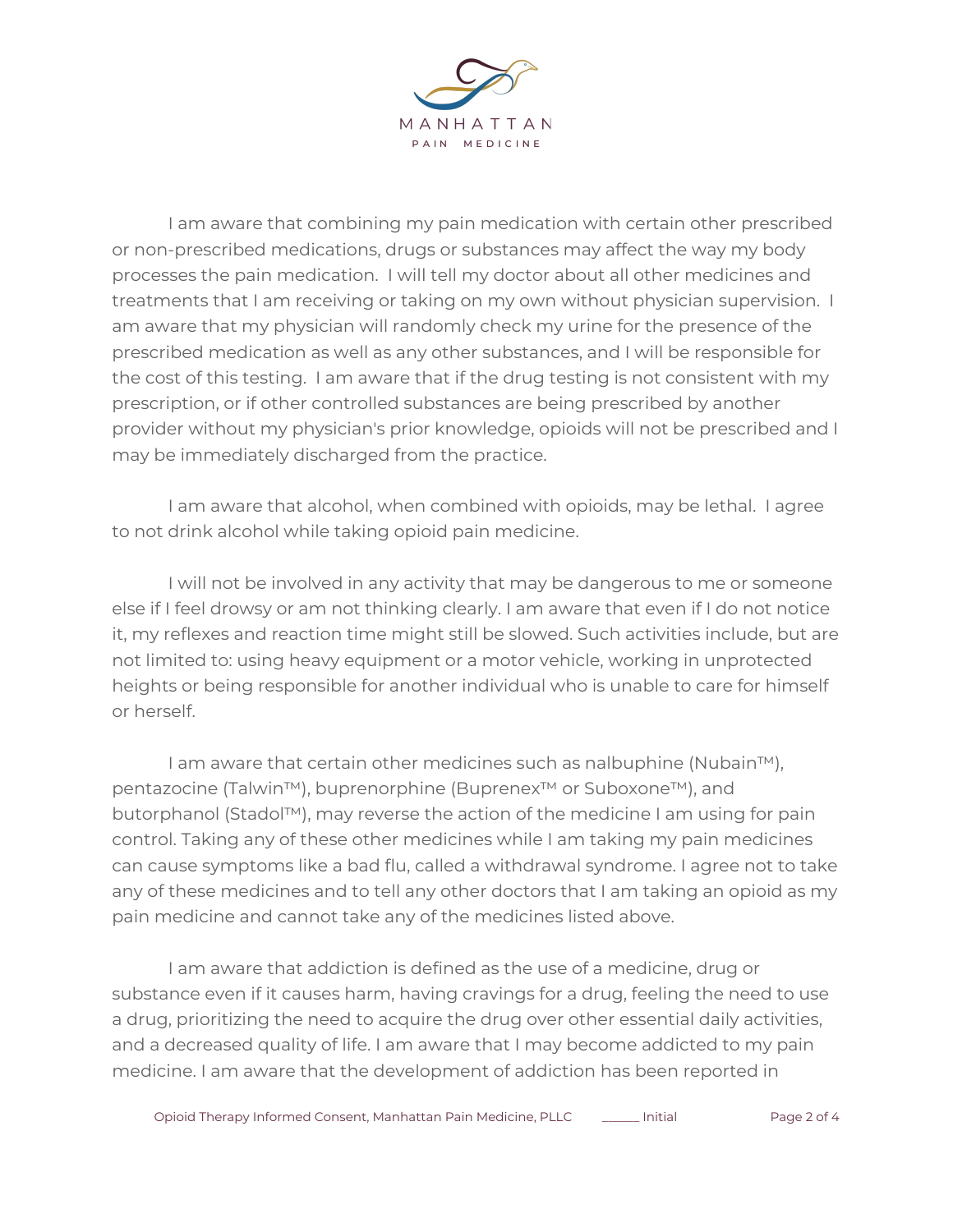I am aware that combining my pain medication with certain other prescribed or non-prescribed medications, drugs or substances may affect the way my body processes the pain medication. I will tell my doctor about all other medicines and treatments that I am receiving or taking on my own without physician supervision. I am aware that my physician will randomly check my urine for the presence of the prescribed medication as well as any other substances, and I will be responsible for the cost of this testing. I am aware that if the drug testing is not consistent with my prescription, or if other controlled substances are being prescribed by another provider without my physician's prior knowledge, opioids will not be prescribed and I may be immediately discharged from the practice.

I am aware that alcohol, when combined with opioids, may be lethal. I agree to not drink alcohol while taking opioid pain medicine.

I will not be involved in any activity that may be dangerous to me or someone else if I feel drowsy or am not thinking clearly. I am aware that even if I do not notice it, my reflexes and reaction time might still be slowed. Such activities include, but are not limited to: using heavy equipment or a motor vehicle, working in unprotected heights or being responsible for another individual who is unable to care for himself or herself.

I am aware that certain other medicines such as nalbuphine (Nubain™), pentazocine (Talwin™), buprenorphine (Buprenex™ or Suboxone™), and butorphanol (Stadol™), may reverse the action of the medicine I am using for pain control. Taking any of these other medicines while I am taking my pain medicines can cause symptoms like a bad flu, called a withdrawal syndrome. I agree not to take any of these medicines and to tell any other doctors that I am taking an opioid as my pain medicine and cannot take any of the medicines listed above.

I am aware that addiction is defined as the use of a medicine, drug or substance even if it causes harm, having cravings for a drug, feeling the need to use a drug, prioritizing the need to acquire the drug over other essential daily activities, and a decreased quality of life. I am aware that I may become addicted to my pain medicine. I am aware that the development of addiction has been reported in

______ Initial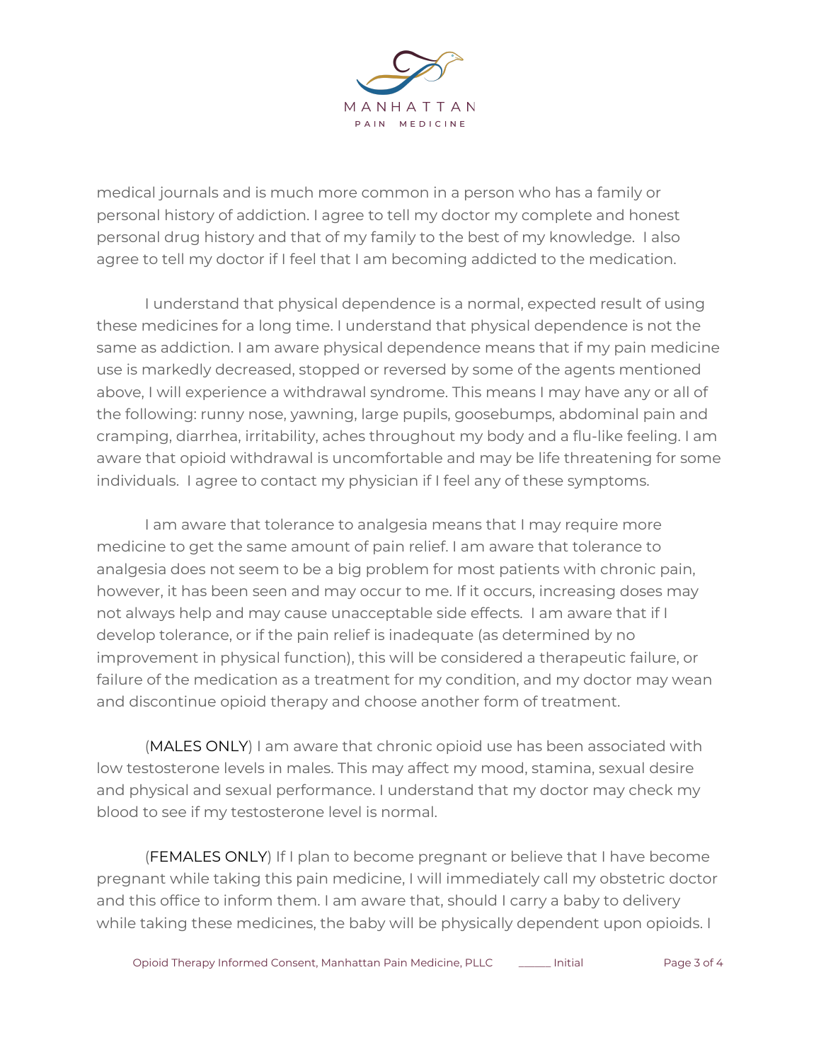medical journals and is much more common in a person who has a family or personal history of addiction. I agree to tell my doctor my complete and honest personal drug history and that of my family to the best of my knowledge. I also agree to tell my doctor if I feel that I am becoming addicted to the medication.

I understand that physical dependence is a normal, expected result of using these medicines for a long time. I understand that physical dependence is not the same as addiction. I am aware physical dependence means that if my pain medicine use is markedly decreased, stopped or reversed by some of the agents mentioned above, I will experience a withdrawal syndrome. This means I may have any or all of the following: runny nose, yawning, large pupils, goosebumps, abdominal pain and cramping, diarrhea, irritability, aches throughout my body and a flu-like feeling. I am aware that opioid withdrawal is uncomfortable and may be life threatening for some individuals. I agree to contact my physician if I feel any of these symptoms.

I am aware that tolerance to analgesia means that I may require more medicine to get the same amount of pain relief. I am aware that tolerance to analgesia does not seem to be a big problem for most patients with chronic pain, however, it has been seen and may occur to me. If it occurs, increasing doses may not always help and may cause unacceptable side effects. I am aware that if I develop tolerance, or if the pain relief is inadequate (as determined by no improvement in physical function), this will be considered a therapeutic failure, or failure of the medication as a treatment for my condition, and my doctor may wean and discontinue opioid therapy and choose another form of treatment.

(MALES ONLY) I am aware that chronic opioid use has been associated with low testosterone levels in males. This may affect my mood, stamina, sexual desire and physical and sexual performance. I understand that my doctor may check my blood to see if my testosterone level is normal.

(FEMALES ONLY) If I plan to become pregnant or believe that I have become pregnant while taking this pain medicine, I will immediately call my obstetric doctor and this office to inform them. I am aware that, should I carry a baby to delivery while taking these medicines, the baby will be physically dependent upon opioids. I

_____ Initial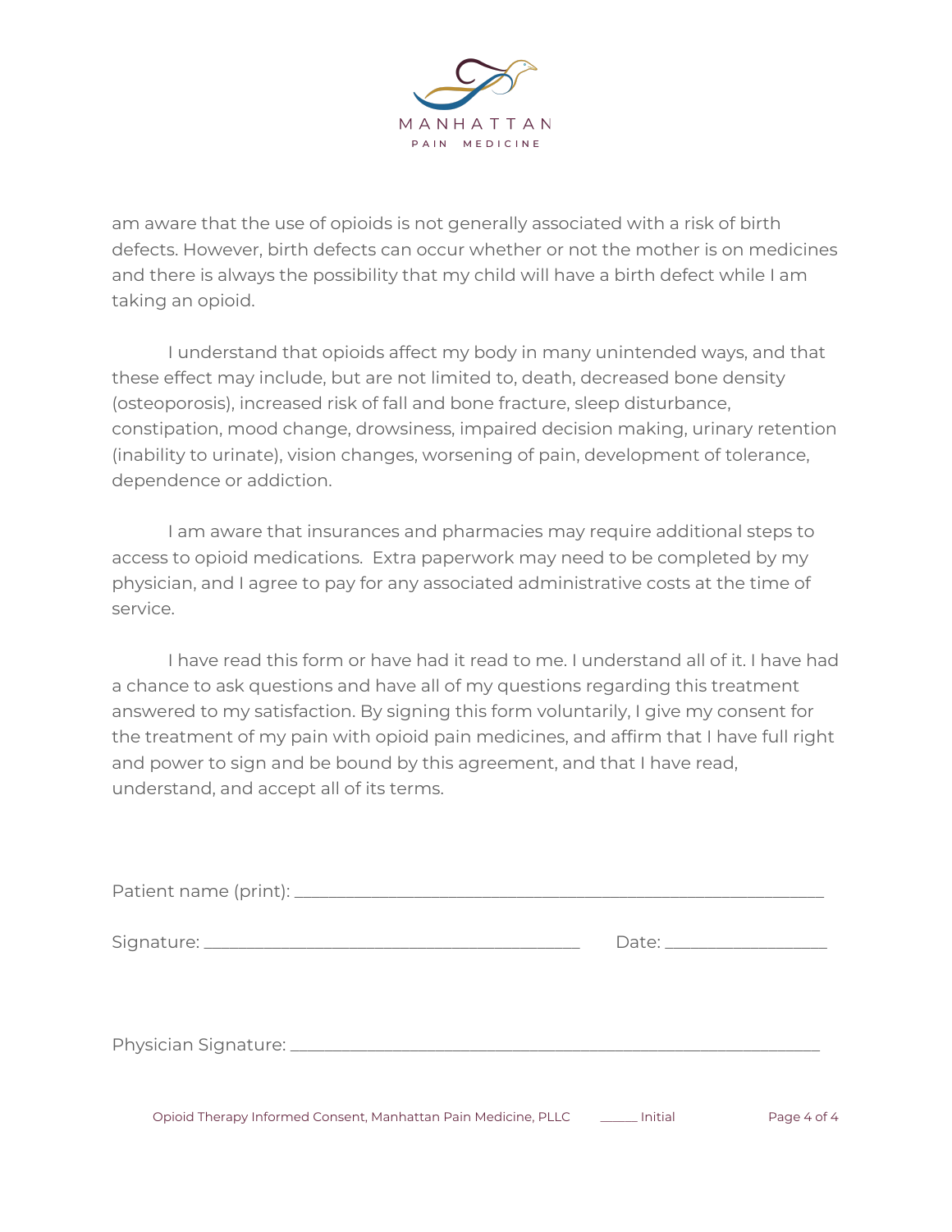am aware that the use of opioids is not generally associated with a risk of birth defects. However, birth defects can occur whether or not the mother is on medicines and there is always the possibility that my child will have a birth defect while I am taking an opioid.

I understand that opioids affect my body in many unintended ways, and that these effect may include, but are not limited to, death, decreased bone density (osteoporosis), increased risk of fall and bone fracture, sleep disturbance, constipation, mood change, drowsiness, impaired decision making, urinary retention (inability to urinate), vision changes, worsening of pain, development of tolerance, dependence or addiction.

I am aware that insurances and pharmacies may require additional steps to access to opioid medications. Extra paperwork may need to be completed by my physician, and I agree to pay for any associated administrative costs at the time of service.

I have read this form or have had it read to me. I understand all of it. I have had a chance to ask questions and have all of my questions regarding this treatment answered to my satisfaction. By signing this form voluntarily, I give my consent for the treatment of my pain with opioid pain medicines, and affirm that I have full right and power to sign and be bound by this agreement, and that I have read, understand, and accept all of its terms.

Patient name (print): ______________________________________________

Signature: ________________________________ Date: ______________

Physician Signature: ______________________________________________

______ Initial